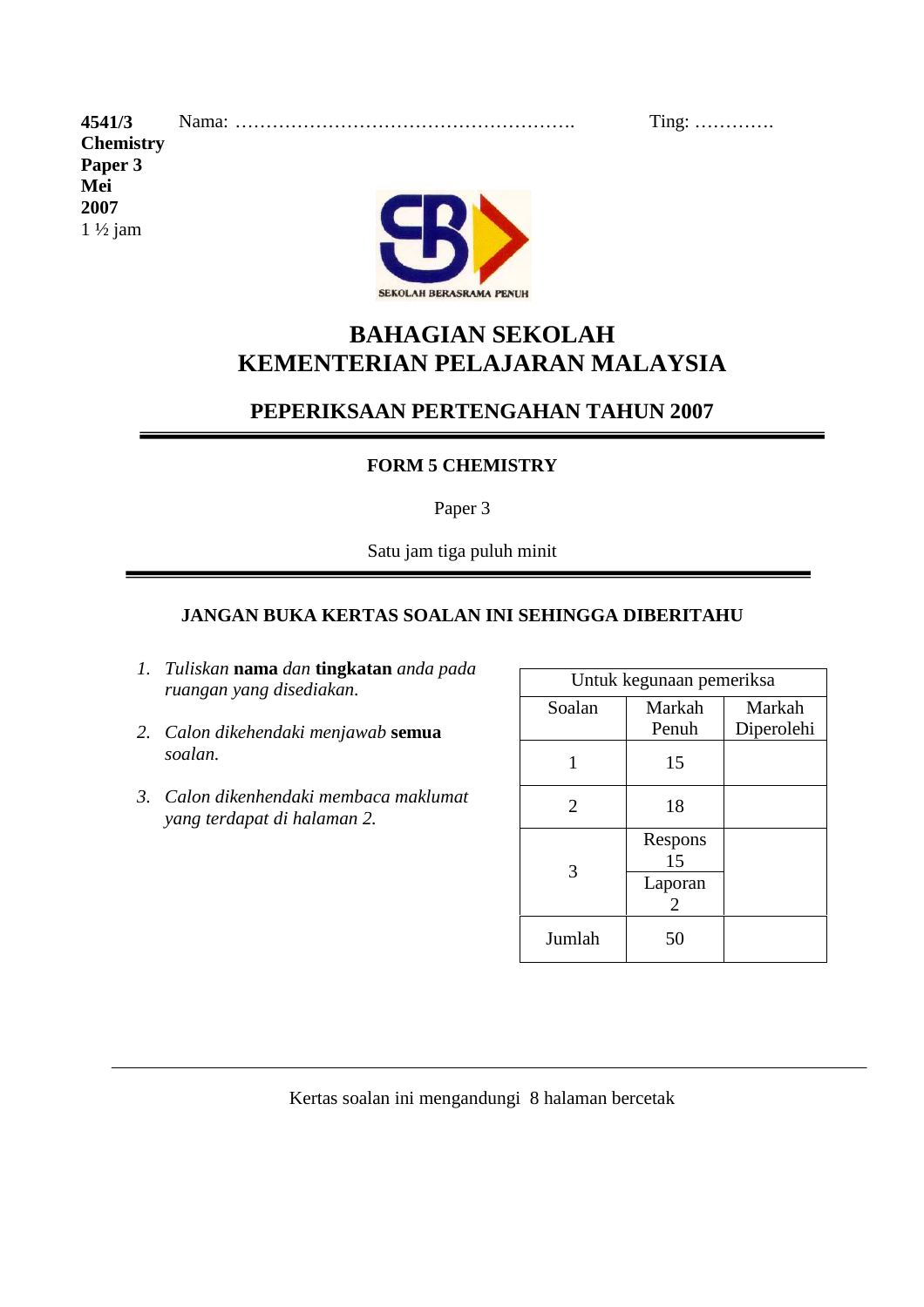**4541/3** Nama: ………………………………………………. Ting: ………….
**Chemistry**
**Paper 3**
**Mei**
**2007**
1 ½ jam

SEKOLAH BERASRAMA PENUH

# BAHAGIAN SEKOLAH
# KEMENTERIAN PELAJARAN MALAYSIA

## PEPERIKSAAN PERTENGAHAN TAHUN 2007

### FORM 5 CHEMISTRY

Paper 3

Satu jam tiga puluh minit

**JANGAN BUKA KERTAS SOALAN INI SEHINGGA DIBERITAHU**

1. *Tuliskan* **nama** *dan* **tingkatan** *anda pada ruangan yang disediakan.*
2. *Calon dikehendaki menjawab* **semua** *soalan.*
3. *Calon dikenhendaki membaca maklumat yang terdapat di halaman 2.*

| Untuk kegunaan pemeriksa | | |
|---|---|---|
| Soalan | Markah Penuh | Markah Diperolehi |
| 1 | 15 | |
| 2 | 18 | |
| 3 | Respons 15 | |
| | Laporan 2 | |
| Jumlah | 50 | |

Kertas soalan ini mengandungi 8 halaman bercetak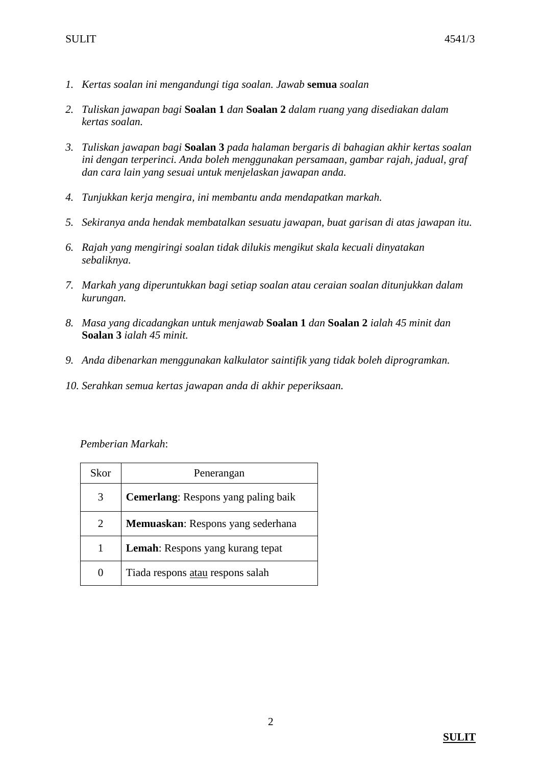1. *Kertas soalan ini mengandungi tiga soalan. Jawab* **semua** *soalan*

2. *Tuliskan jawapan bagi* **Soalan 1** *dan* **Soalan 2** *dalam ruang yang disediakan dalam kertas soalan.*

3. *Tuliskan jawapan bagi* **Soalan 3** *pada halaman bergaris di bahagian akhir kertas soalan ini dengan terperinci. Anda boleh menggunakan persamaan, gambar rajah, jadual, graf dan cara lain yang sesuai untuk menjelaskan jawapan anda.*

4. *Tunjukkan kerja mengira, ini membantu anda mendapatkan markah.*

5. *Sekiranya anda hendak membatalkan sesuatu jawapan, buat garisan di atas jawapan itu.*

6. *Rajah yang mengiringi soalan tidak dilukis mengikut skala kecuali dinyatakan sebaliknya.*

7. *Markah yang diperuntukkan bagi setiap soalan atau ceraian soalan ditunjukkan dalam kurungan.*

8. *Masa yang dicadangkan untuk menjawab* **Soalan 1** *dan* **Soalan 2** *ialah 45 minit dan* **Soalan 3** *ialah 45 minit.*

9. *Anda dibenarkan menggunakan kalkulator saintifik yang tidak boleh diprogramkan.*

10. *Serahkan semua kertas jawapan anda di akhir peperiksaan.*

*Pemberian Markah*:

| Skor | Penerangan |
|---|---|
| 3 | **Cemerlang**: Respons yang paling baik |
| 2 | **Memuaskan**: Respons yang sederhana |
| 1 | **Lemah**: Respons yang kurang tepat |
| 0 | Tiada respons atau respons salah |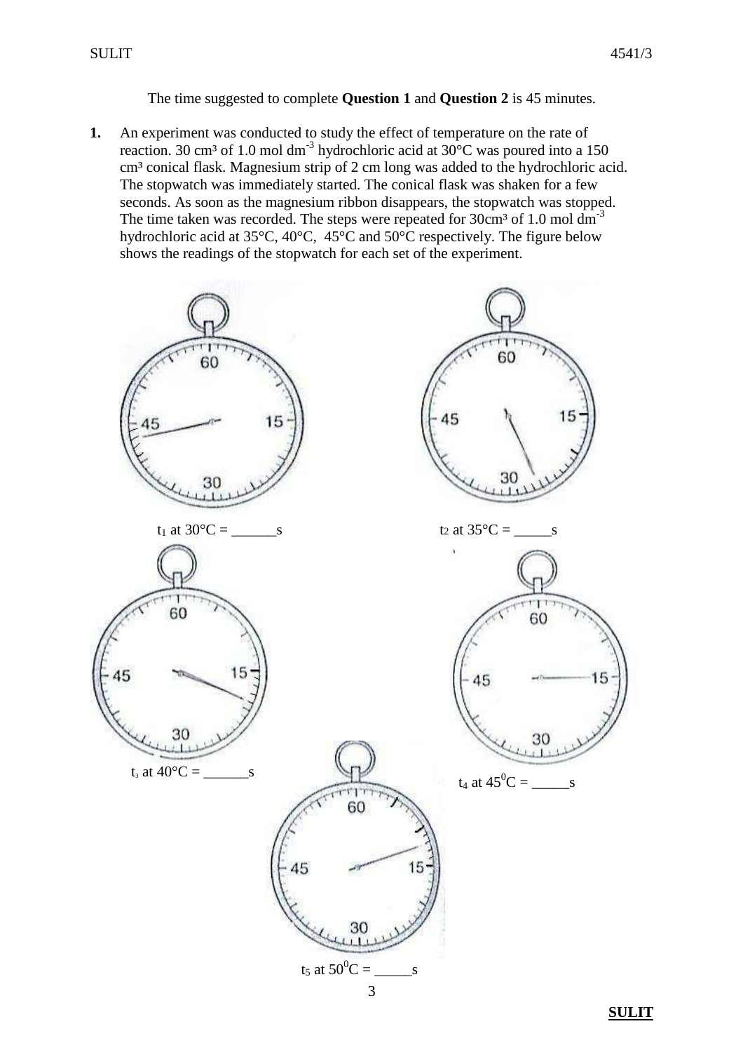The time suggested to complete **Question 1** and **Question 2** is 45 minutes.

**1.** An experiment was conducted to study the effect of temperature on the rate of reaction. 30 cm³ of 1.0 mol dm$^{-3}$ hydrochloric acid at 30°C was poured into a 150 cm³ conical flask. Magnesium strip of 2 cm long was added to the hydrochloric acid. The stopwatch was immediately started. The conical flask was shaken for a few seconds. As soon as the magnesium ribbon disappears, the stopwatch was stopped. The time taken was recorded. The steps were repeated for 30cm³ of 1.0 mol dm$^{-3}$ hydrochloric acid at 35°C, 40°C, 45°C and 50°C respectively. The figure below shows the readings of the stopwatch for each set of the experiment.

$t_1$ at 30°C = ______s

$t_2$ at 35°C = _____s

$t_3$ at 40°C = ______s

$t_4$ at 45$^0$C = _____s

$t_5$ at 50$^0$C = _____s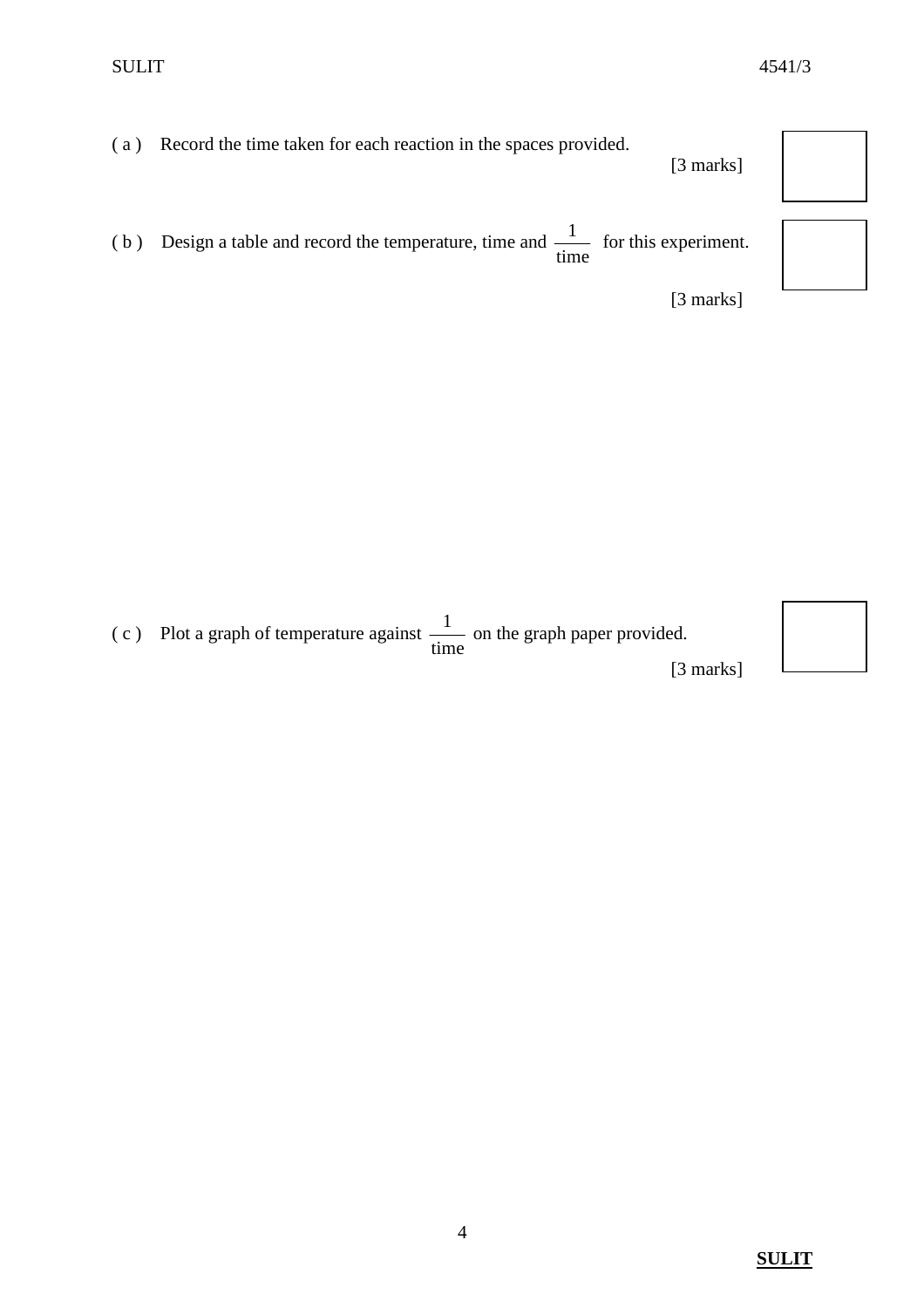( a ) Record the time taken for each reaction in the spaces provided.

[3 marks]

( b ) Design a table and record the temperature, time and $\frac{1}{\text{time}}$ for this experiment.

[3 marks]

( c ) Plot a graph of temperature against $\frac{1}{\text{time}}$ on the graph paper provided.

[3 marks]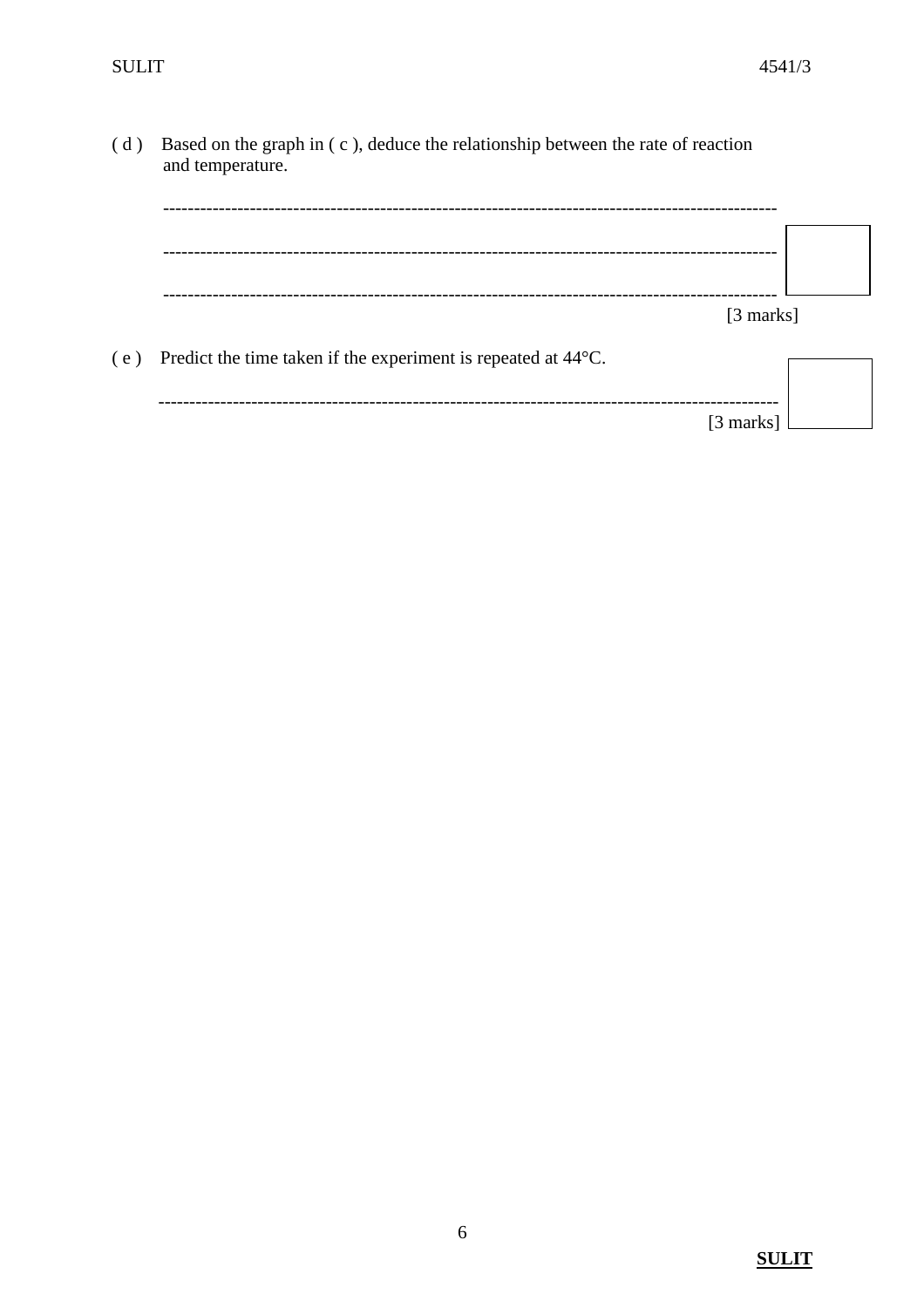( d ) Based on the graph in ( c ), deduce the relationship between the rate of reaction and temperature.

---------------------------------------------------------------------------------------------------

---------------------------------------------------------------------------------------------------

---------------------------------------------------------------------------------------------------

[3 marks]

( e ) Predict the time taken if the experiment is repeated at 44°C.

---------------------------------------------------------------------------------------------------

[3 marks]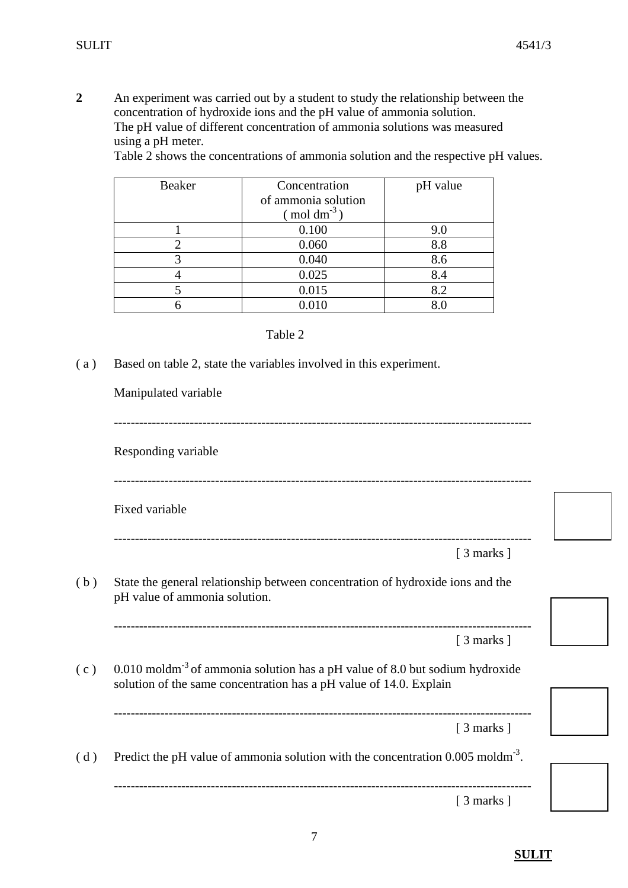**2** An experiment was carried out by a student to study the relationship between the concentration of hydroxide ions and the pH value of ammonia solution. The pH value of different concentration of ammonia solutions was measured using a pH meter.
Table 2 shows the concentrations of ammonia solution and the respective pH values.

| Beaker | Concentration of ammonia solution ( $mol\ dm^{-3}$ ) | pH value |
|---|---|---|
| 1 | 0.100 | 9.0 |
| 2 | 0.060 | 8.8 |
| 3 | 0.040 | 8.6 |
| 4 | 0.025 | 8.4 |
| 5 | 0.015 | 8.2 |
| 6 | 0.010 | 8.0 |

Table 2

( a ) Based on table 2, state the variables involved in this experiment.

Manipulated variable

-----------------------------------------------------------------------------------------------

Responding variable

-----------------------------------------------------------------------------------------------

Fixed variable

-----------------------------------------------------------------------------------------------

[ 3 marks ]

( b ) State the general relationship between concentration of hydroxide ions and the pH value of ammonia solution.

-----------------------------------------------------------------------------------------------

[ 3 marks ]

( c ) 0.010 $moldm^{-3}$ of ammonia solution has a pH value of 8.0 but sodium hydroxide solution of the same concentration has a pH value of 14.0. Explain

-----------------------------------------------------------------------------------------------

[ 3 marks ]

( d ) Predict the pH value of ammonia solution with the concentration 0.005 $moldm^{-3}$.

-----------------------------------------------------------------------------------------------

[ 3 marks ]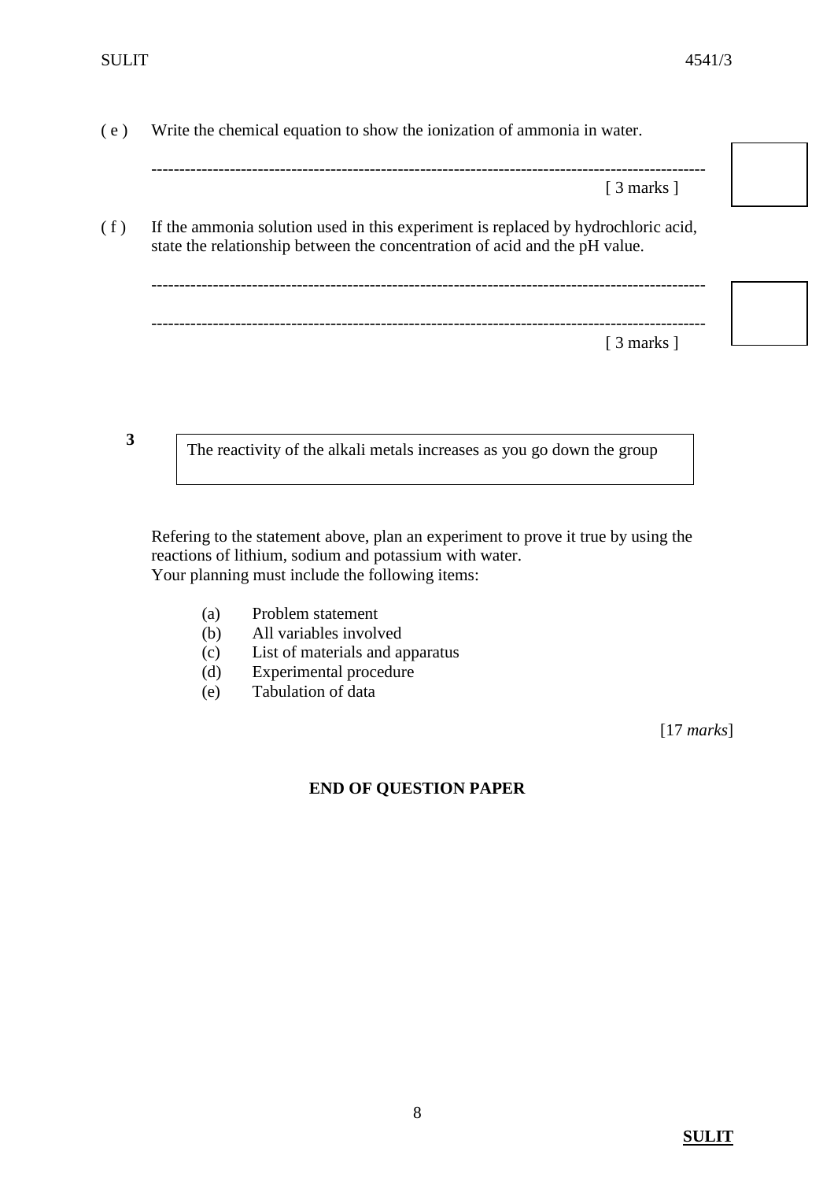( e ) Write the chemical equation to show the ionization of ammonia in water.

---------------------------------------------------------------------------------------------------

[ 3 marks ]

( f ) If the ammonia solution used in this experiment is replaced by hydrochloric acid, state the relationship between the concentration of acid and the pH value.

---------------------------------------------------------------------------------------------------

---------------------------------------------------------------------------------------------------

[ 3 marks ]

**3**

> The reactivity of the alkali metals increases as you go down the group

Refering to the statement above, plan an experiment to prove it true by using the reactions of lithium, sodium and potassium with water.
Your planning must include the following items:

(a) Problem statement
(b) All variables involved
(c) List of materials and apparatus
(d) Experimental procedure
(e) Tabulation of data

[17 *marks*]

**END OF QUESTION PAPER**